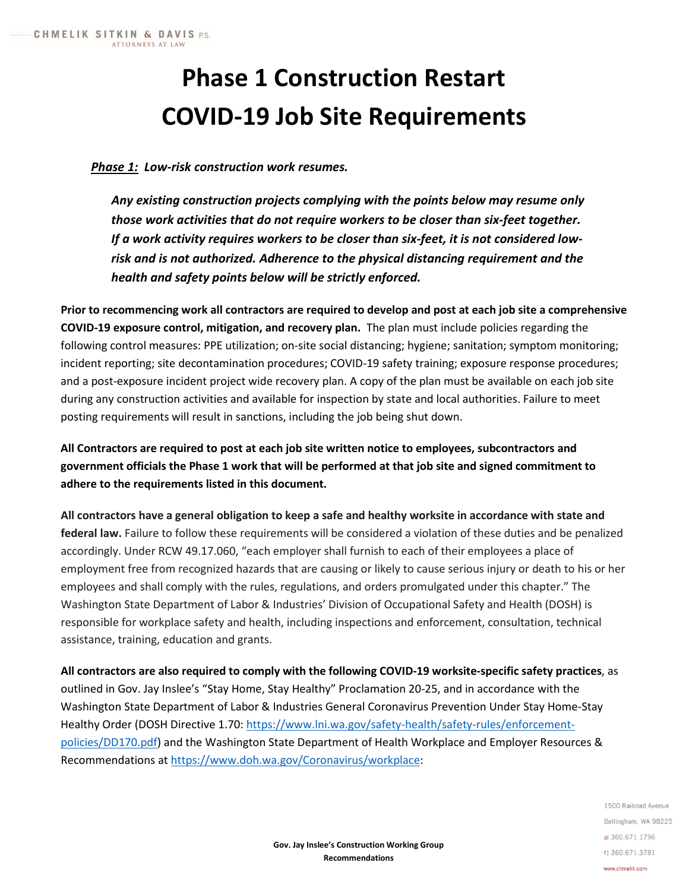# Phase 1 Construction Restart COVID-19 Job Site Requirements

***Phase 1:*** ***Low-risk construction work resumes.***

***Any existing construction projects complying with the points below may resume only those work activities that do not require workers to be closer than six-feet together. If a work activity requires workers to be closer than six-feet, it is not considered low-risk and is not authorized. Adherence to the physical distancing requirement and the health and safety points below will be strictly enforced.***

**Prior to recommencing work all contractors are required to develop and post at each job site a comprehensive COVID-19 exposure control, mitigation, and recovery plan.** The plan must include policies regarding the following control measures: PPE utilization; on-site social distancing; hygiene; sanitation; symptom monitoring; incident reporting; site decontamination procedures; COVID-19 safety training; exposure response procedures; and a post-exposure incident project wide recovery plan. A copy of the plan must be available on each job site during any construction activities and available for inspection by state and local authorities. Failure to meet posting requirements will result in sanctions, including the job being shut down.

**All Contractors are required to post at each job site written notice to employees, subcontractors and government officials the Phase 1 work that will be performed at that job site and signed commitment to adhere to the requirements listed in this document.**

**All contractors have a general obligation to keep a safe and healthy worksite in accordance with state and federal law.** Failure to follow these requirements will be considered a violation of these duties and be penalized accordingly. Under RCW 49.17.060, "each employer shall furnish to each of their employees a place of employment free from recognized hazards that are causing or likely to cause serious injury or death to his or her employees and shall comply with the rules, regulations, and orders promulgated under this chapter." The Washington State Department of Labor & Industries' Division of Occupational Safety and Health (DOSH) is responsible for workplace safety and health, including inspections and enforcement, consultation, technical assistance, training, education and grants.

**All contractors are also required to comply with the following COVID-19 worksite-specific safety practices**, as outlined in Gov. Jay Inslee's "Stay Home, Stay Healthy" Proclamation 20-25, and in accordance with the Washington State Department of Labor & Industries General Coronavirus Prevention Under Stay Home-Stay Healthy Order (DOSH Directive 1.70: https://www.lni.wa.gov/safety-health/safety-rules/enforcement-policies/DD170.pdf) and the Washington State Department of Health Workplace and Employer Resources & Recommendations at https://www.doh.wa.gov/Coronavirus/workplace: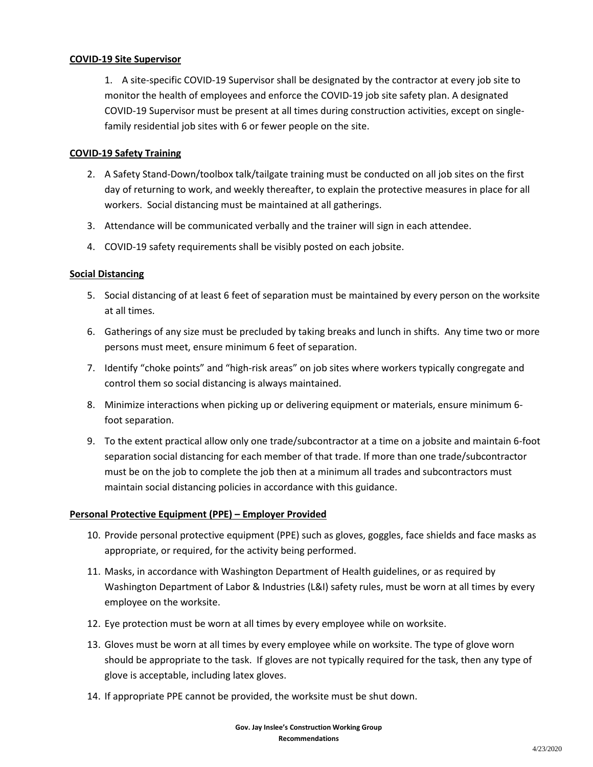**COVID-19 Site Supervisor**

1. A site-specific COVID-19 Supervisor shall be designated by the contractor at every job site to monitor the health of employees and enforce the COVID-19 job site safety plan. A designated COVID-19 Supervisor must be present at all times during construction activities, except on single-family residential job sites with 6 or fewer people on the site.

**COVID-19 Safety Training**

2. A Safety Stand-Down/toolbox talk/tailgate training must be conducted on all job sites on the first day of returning to work, and weekly thereafter, to explain the protective measures in place for all workers. Social distancing must be maintained at all gatherings.
3. Attendance will be communicated verbally and the trainer will sign in each attendee.
4. COVID-19 safety requirements shall be visibly posted on each jobsite.

**Social Distancing**

5. Social distancing of at least 6 feet of separation must be maintained by every person on the worksite at all times.
6. Gatherings of any size must be precluded by taking breaks and lunch in shifts. Any time two or more persons must meet, ensure minimum 6 feet of separation.
7. Identify "choke points" and "high-risk areas" on job sites where workers typically congregate and control them so social distancing is always maintained.
8. Minimize interactions when picking up or delivering equipment or materials, ensure minimum 6-foot separation.
9. To the extent practical allow only one trade/subcontractor at a time on a jobsite and maintain 6-foot separation social distancing for each member of that trade. If more than one trade/subcontractor must be on the job to complete the job then at a minimum all trades and subcontractors must maintain social distancing policies in accordance with this guidance.

**Personal Protective Equipment (PPE) – Employer Provided**

10. Provide personal protective equipment (PPE) such as gloves, goggles, face shields and face masks as appropriate, or required, for the activity being performed.
11. Masks, in accordance with Washington Department of Health guidelines, or as required by Washington Department of Labor & Industries (L&I) safety rules, must be worn at all times by every employee on the worksite.
12. Eye protection must be worn at all times by every employee while on worksite.
13. Gloves must be worn at all times by every employee while on worksite. The type of glove worn should be appropriate to the task. If gloves are not typically required for the task, then any type of glove is acceptable, including latex gloves.
14. If appropriate PPE cannot be provided, the worksite must be shut down.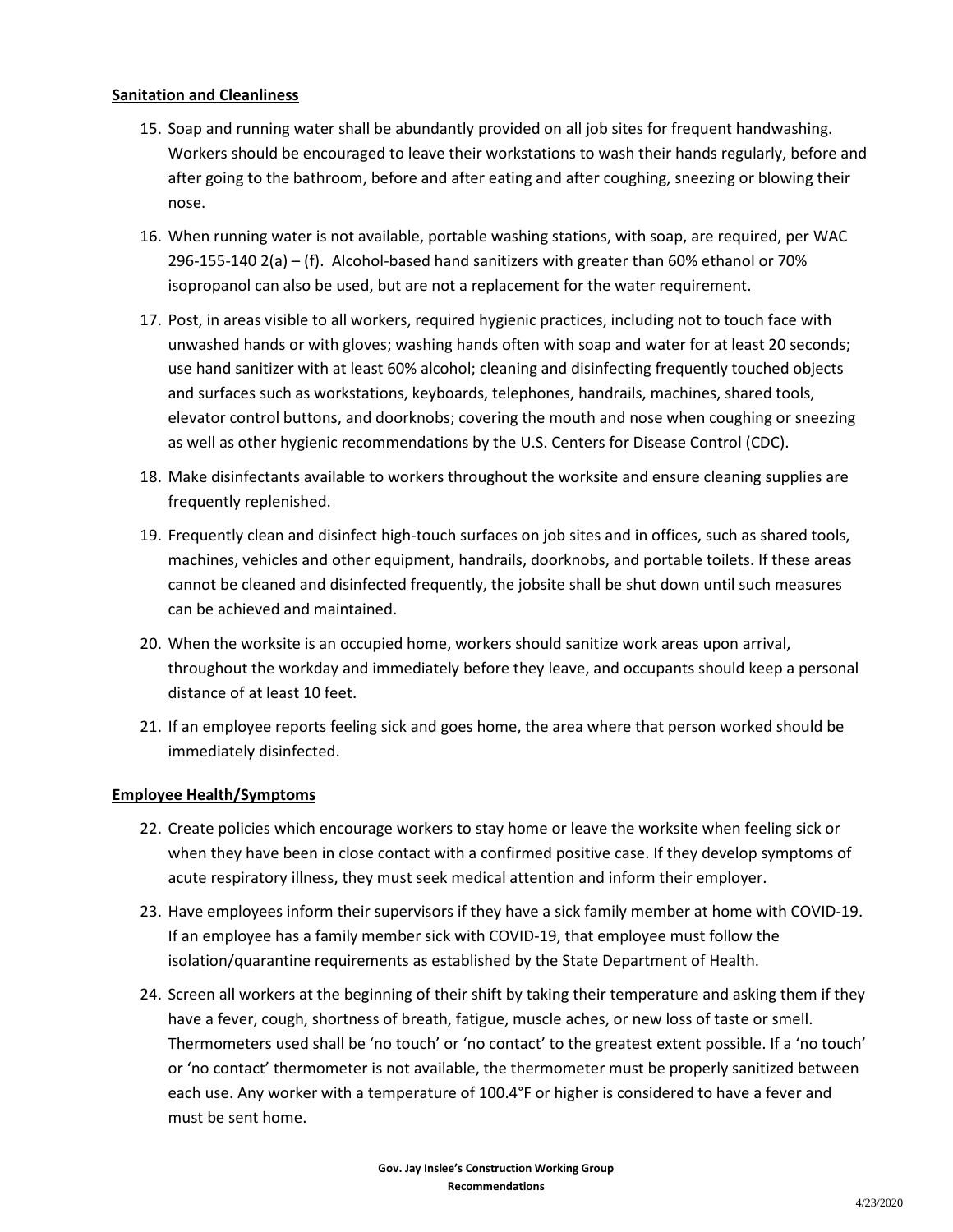**Sanitation and Cleanliness**

15. Soap and running water shall be abundantly provided on all job sites for frequent handwashing. Workers should be encouraged to leave their workstations to wash their hands regularly, before and after going to the bathroom, before and after eating and after coughing, sneezing or blowing their nose.
16. When running water is not available, portable washing stations, with soap, are required, per WAC 296-155-140 2(a) – (f). Alcohol-based hand sanitizers with greater than 60% ethanol or 70% isopropanol can also be used, but are not a replacement for the water requirement.
17. Post, in areas visible to all workers, required hygienic practices, including not to touch face with unwashed hands or with gloves; washing hands often with soap and water for at least 20 seconds; use hand sanitizer with at least 60% alcohol; cleaning and disinfecting frequently touched objects and surfaces such as workstations, keyboards, telephones, handrails, machines, shared tools, elevator control buttons, and doorknobs; covering the mouth and nose when coughing or sneezing as well as other hygienic recommendations by the U.S. Centers for Disease Control (CDC).
18. Make disinfectants available to workers throughout the worksite and ensure cleaning supplies are frequently replenished.
19. Frequently clean and disinfect high-touch surfaces on job sites and in offices, such as shared tools, machines, vehicles and other equipment, handrails, doorknobs, and portable toilets. If these areas cannot be cleaned and disinfected frequently, the jobsite shall be shut down until such measures can be achieved and maintained.
20. When the worksite is an occupied home, workers should sanitize work areas upon arrival, throughout the workday and immediately before they leave, and occupants should keep a personal distance of at least 10 feet.
21. If an employee reports feeling sick and goes home, the area where that person worked should be immediately disinfected.

**Employee Health/Symptoms**

22. Create policies which encourage workers to stay home or leave the worksite when feeling sick or when they have been in close contact with a confirmed positive case. If they develop symptoms of acute respiratory illness, they must seek medical attention and inform their employer.
23. Have employees inform their supervisors if they have a sick family member at home with COVID-19. If an employee has a family member sick with COVID-19, that employee must follow the isolation/quarantine requirements as established by the State Department of Health.
24. Screen all workers at the beginning of their shift by taking their temperature and asking them if they have a fever, cough, shortness of breath, fatigue, muscle aches, or new loss of taste or smell. Thermometers used shall be 'no touch' or 'no contact' to the greatest extent possible. If a 'no touch' or 'no contact' thermometer is not available, the thermometer must be properly sanitized between each use. Any worker with a temperature of 100.4°F or higher is considered to have a fever and must be sent home.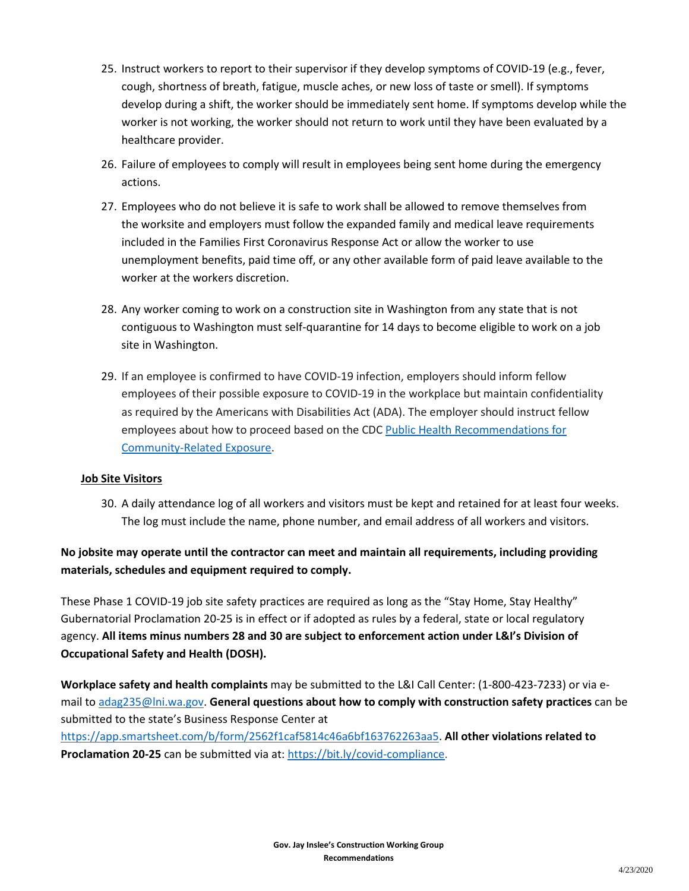25. Instruct workers to report to their supervisor if they develop symptoms of COVID-19 (e.g., fever, cough, shortness of breath, fatigue, muscle aches, or new loss of taste or smell). If symptoms develop during a shift, the worker should be immediately sent home. If symptoms develop while the worker is not working, the worker should not return to work until they have been evaluated by a healthcare provider.
26. Failure of employees to comply will result in employees being sent home during the emergency actions.
27. Employees who do not believe it is safe to work shall be allowed to remove themselves from the worksite and employers must follow the expanded family and medical leave requirements included in the Families First Coronavirus Response Act or allow the worker to use unemployment benefits, paid time off, or any other available form of paid leave available to the worker at the workers discretion.
28. Any worker coming to work on a construction site in Washington from any state that is not contiguous to Washington must self-quarantine for 14 days to become eligible to work on a job site in Washington.
29. If an employee is confirmed to have COVID-19 infection, employers should inform fellow employees of their possible exposure to COVID-19 in the workplace but maintain confidentiality as required by the Americans with Disabilities Act (ADA). The employer should instruct fellow employees about how to proceed based on the CDC Public Health Recommendations for Community-Related Exposure.

**Job Site Visitors**

30. A daily attendance log of all workers and visitors must be kept and retained for at least four weeks. The log must include the name, phone number, and email address of all workers and visitors.

**No jobsite may operate until the contractor can meet and maintain all requirements, including providing materials, schedules and equipment required to comply.**

These Phase 1 COVID-19 job site safety practices are required as long as the "Stay Home, Stay Healthy" Gubernatorial Proclamation 20-25 is in effect or if adopted as rules by a federal, state or local regulatory agency. **All items minus numbers 28 and 30 are subject to enforcement action under L&I's Division of Occupational Safety and Health (DOSH).**

**Workplace safety and health complaints** may be submitted to the L&I Call Center: (1-800-423-7233) or via e-mail to adag235@lni.wa.gov. **General questions about how to comply with construction safety practices** can be submitted to the state's Business Response Center at https://app.smartsheet.com/b/form/2562f1caf5814c46a6bf163762263aa5. **All other violations related to Proclamation 20-25** can be submitted via at: https://bit.ly/covid-compliance.

**Gov. Jay Inslee's Construction Working Group Recommendations**

4/23/2020